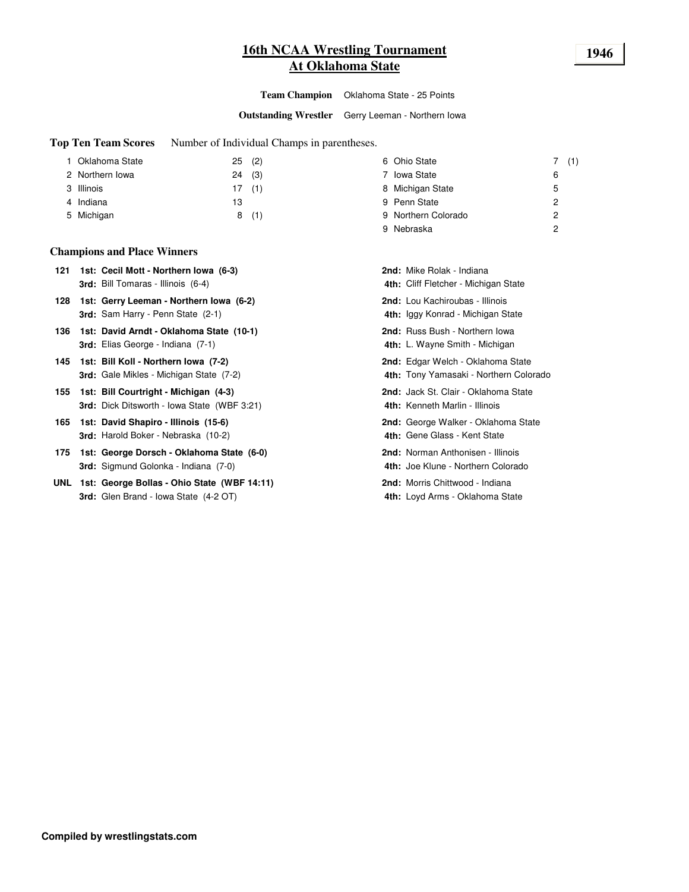# 16th NCAA Wrestling Tournament
# At Oklahoma State

**1946**

**Team Champion** Oklahoma State - 25 Points

**Outstanding Wrestler** Gerry Leeman - Northern Iowa

**Top Ten Team Scores** Number of Individual Champs in parentheses.

| Rank | Team | Points | Champs |
|---|---|---|---|
| 1 | Oklahoma State | 25 | (2) |
| 2 | Northern Iowa | 24 | (3) |
| 3 | Illinois | 17 | (1) |
| 4 | Indiana | 13 | |
| 5 | Michigan | 8 | (1) |
| 6 | Ohio State | 7 | (1) |
| 7 | Iowa State | 6 | |
| 8 | Michigan State | 5 | |
| 9 | Penn State | 2 | |
| 9 | Northern Colorado | 2 | |
| 9 | Nebraska | 2 | |

**Champions and Place Winners**

| Weight | Place | Wrestler | Place | Wrestler |
|---|---|---|---|---|
| 121 | **1st:** | **Cecil Mott - Northern Iowa (6-3)** | **2nd:** | Mike Rolak - Indiana |
| | **3rd:** | Bill Tomaras - Illinois (6-4) | **4th:** | Cliff Fletcher - Michigan State |
| 128 | **1st:** | **Gerry Leeman - Northern Iowa (6-2)** | **2nd:** | Lou Kachiroubas - Illinois |
| | **3rd:** | Sam Harry - Penn State (2-1) | **4th:** | Iggy Konrad - Michigan State |
| 136 | **1st:** | **David Arndt - Oklahoma State (10-1)** | **2nd:** | Russ Bush - Northern Iowa |
| | **3rd:** | Elias George - Indiana (7-1) | **4th:** | L. Wayne Smith - Michigan |
| 145 | **1st:** | **Bill Koll - Northern Iowa (7-2)** | **2nd:** | Edgar Welch - Oklahoma State |
| | **3rd:** | Gale Mikles - Michigan State (7-2) | **4th:** | Tony Yamasaki - Northern Colorado |
| 155 | **1st:** | **Bill Courtright - Michigan (4-3)** | **2nd:** | Jack St. Clair - Oklahoma State |
| | **3rd:** | Dick Ditsworth - Iowa State (WBF 3:21) | **4th:** | Kenneth Marlin - Illinois |
| 165 | **1st:** | **David Shapiro - Illinois (15-6)** | **2nd:** | George Walker - Oklahoma State |
| | **3rd:** | Harold Boker - Nebraska (10-2) | **4th:** | Gene Glass - Kent State |
| 175 | **1st:** | **George Dorsch - Oklahoma State (6-0)** | **2nd:** | Norman Anthonisen - Illinois |
| | **3rd:** | Sigmund Golonka - Indiana (7-0) | **4th:** | Joe Klune - Northern Colorado |
| UNL | **1st:** | **George Bollas - Ohio State (WBF 14:11)** | **2nd:** | Morris Chittwood - Indiana |
| | **3rd:** | Glen Brand - Iowa State (4-2 OT) | **4th:** | Loyd Arms - Oklahoma State |

**Compiled by wrestlingstats.com**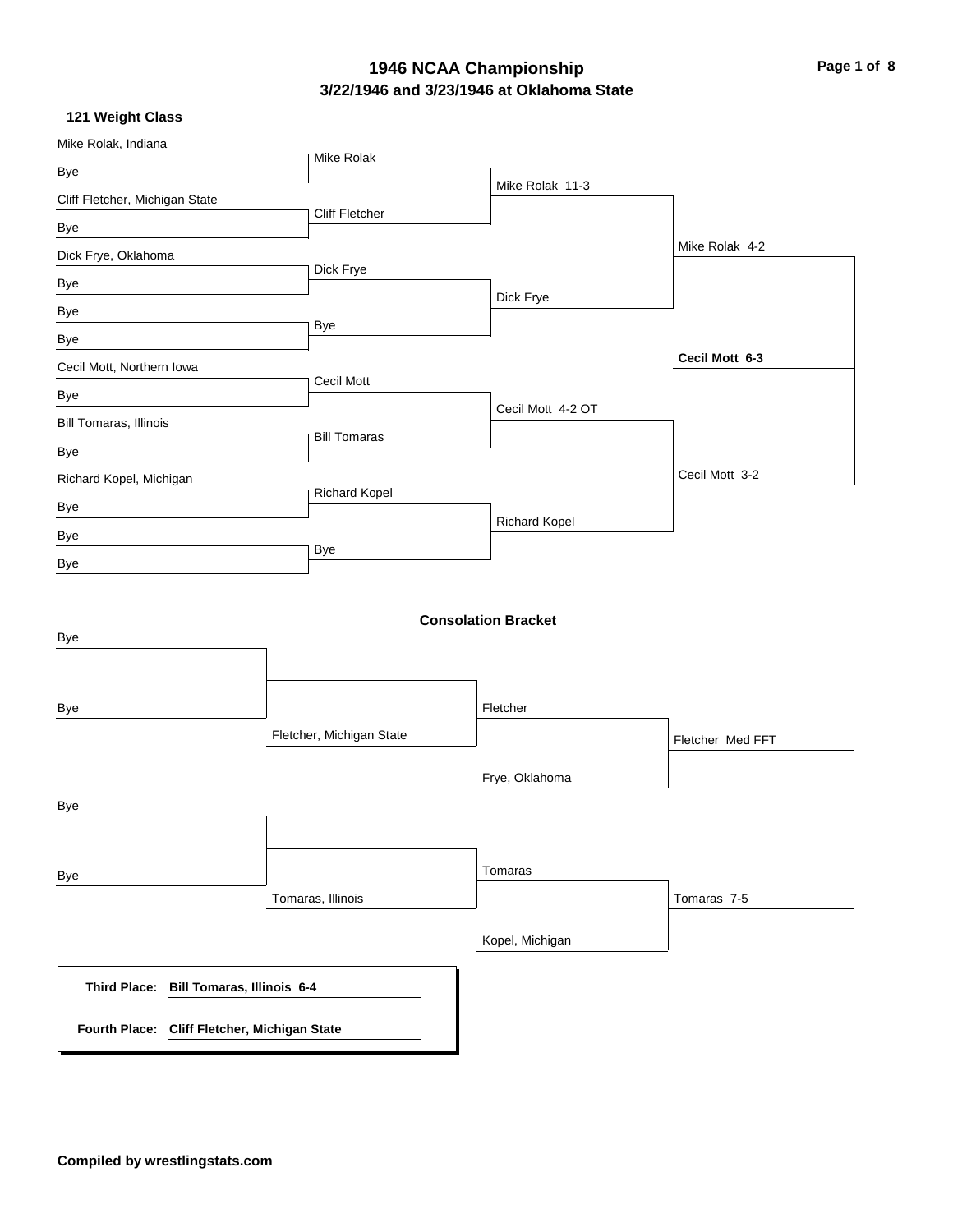# 1946 NCAA Championship

## 3/22/1946 and 3/23/1946 at Oklahoma State

### 121 Weight Class

**Championship Bracket**

| First Round | Quarterfinals | Semifinals | Finals | Champion |
|---|---|---|---|---|
| Mike Rolak, Indiana | | | | |
| Bye | Mike Rolak | | | |
| Cliff Fletcher, Michigan State | | Mike Rolak 11-3 | | |
| Bye | Cliff Fletcher | | | |
| Dick Frye, Oklahoma | | | Mike Rolak 4-2 | |
| Bye | Dick Frye | | | |
| Bye | | Dick Frye | | |
| Bye | Bye | | | |
| Cecil Mott, Northern Iowa | | | | **Cecil Mott 6-3** |
| Bye | Cecil Mott | | | |
| Bill Tomaras, Illinois | | Cecil Mott 4-2 OT | | |
| Bye | Bill Tomaras | | | |
| Richard Kopel, Michigan | | | Cecil Mott 3-2 | |
| Bye | Richard Kopel | | | |
| Bye | | Richard Kopel | | |
| Bye | Bye | | | |

### Consolation Bracket

| Round 1 | Round 2 | Semifinals | Result |
|---|---|---|---|
| Bye | | | |
| Bye | | Fletcher | |
| | Fletcher, Michigan State | | Fletcher Med FFT |
| | | Frye, Oklahoma | |
| Bye | | | |
| Bye | | Tomaras | |
| | Tomaras, Illinois | | Tomaras 7-5 |
| | | Kopel, Michigan | |

**Third Place:** **Bill Tomaras, Illinois 6-4**

**Fourth Place:** **Cliff Fletcher, Michigan State**

**Compiled by wrestlingstats.com**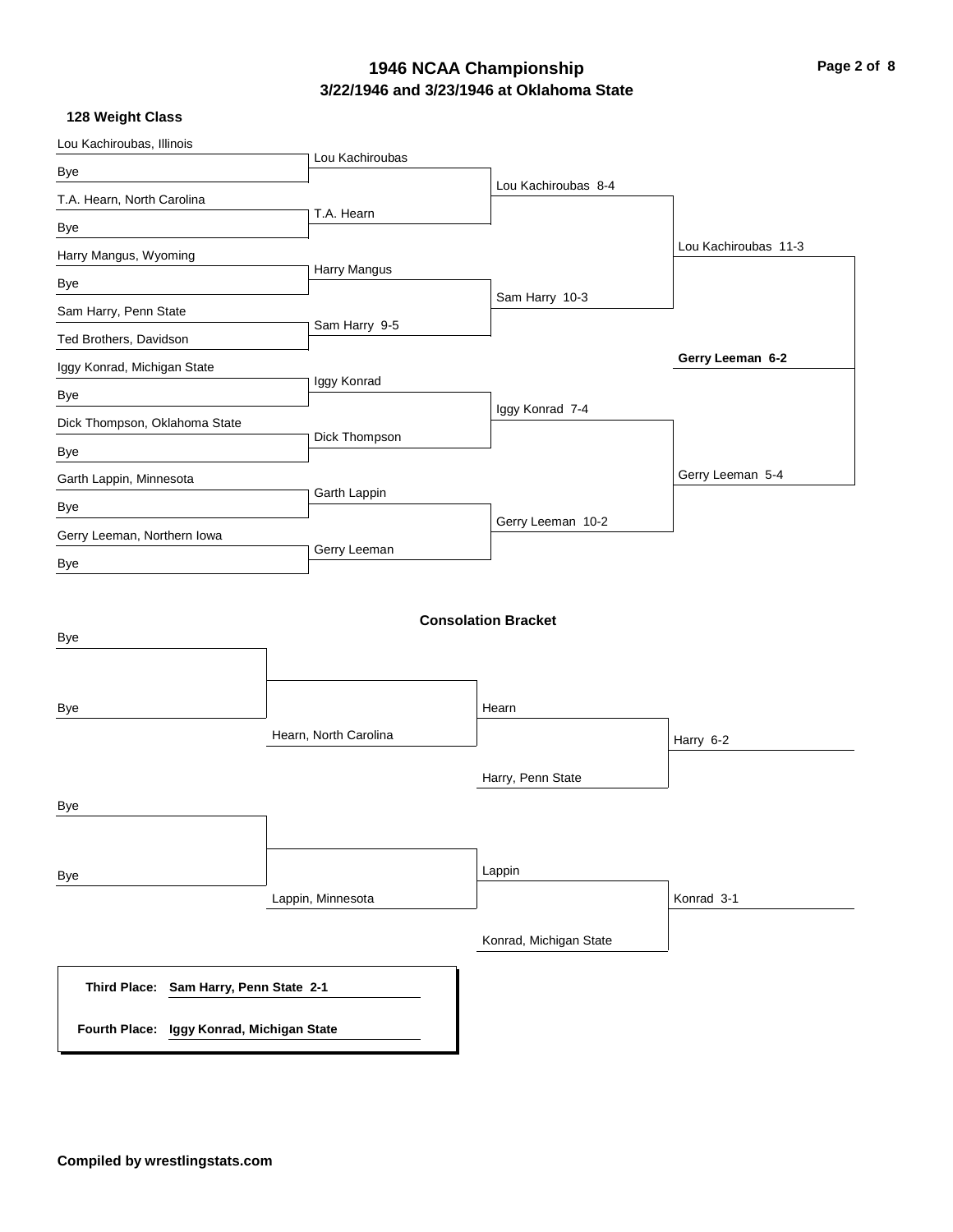# 1946 NCAA Championship

## 3/22/1946 and 3/23/1946 at Oklahoma State

### 128 Weight Class

**Championship Bracket**

| First Round | Second Round | Quarterfinals | Semifinals | Final |
|---|---|---|---|---|
| Lou Kachiroubas, Illinois | Lou Kachiroubas | Lou Kachiroubas 8-4 | Lou Kachiroubas 11-3 | **Gerry Leeman 6-2** |
| Bye | | | | |
| T.A. Hearn, North Carolina | T.A. Hearn | | | |
| Bye | | | | |
| Harry Mangus, Wyoming | Harry Mangus | Sam Harry 10-3 | | |
| Bye | | | | |
| Sam Harry, Penn State | Sam Harry 9-5 | | | |
| Ted Brothers, Davidson | | | | |
| Iggy Konrad, Michigan State | Iggy Konrad | Iggy Konrad 7-4 | Gerry Leeman 5-4 | |
| Bye | | | | |
| Dick Thompson, Oklahoma State | Dick Thompson | | | |
| Bye | | | | |
| Garth Lappin, Minnesota | Garth Lappin | Gerry Leeman 10-2 | | |
| Bye | | | | |
| Gerry Leeman, Northern Iowa | Gerry Leeman | | | |
| Bye | | | | |

### Consolation Bracket

| Round 1 | Round 2 | Round 3 | Final |
|---|---|---|---|
| Bye | | Hearn | Harry 6-2 |
| Bye | Hearn, North Carolina | | |
| | | Harry, Penn State | |
| Bye | | Lappin | Konrad 3-1 |
| Bye | Lappin, Minnesota | | |
| | | Konrad, Michigan State | |

**Third Place:** **Sam Harry, Penn State 2-1**

**Fourth Place:** **Iggy Konrad, Michigan State**

**Compiled by wrestlingstats.com**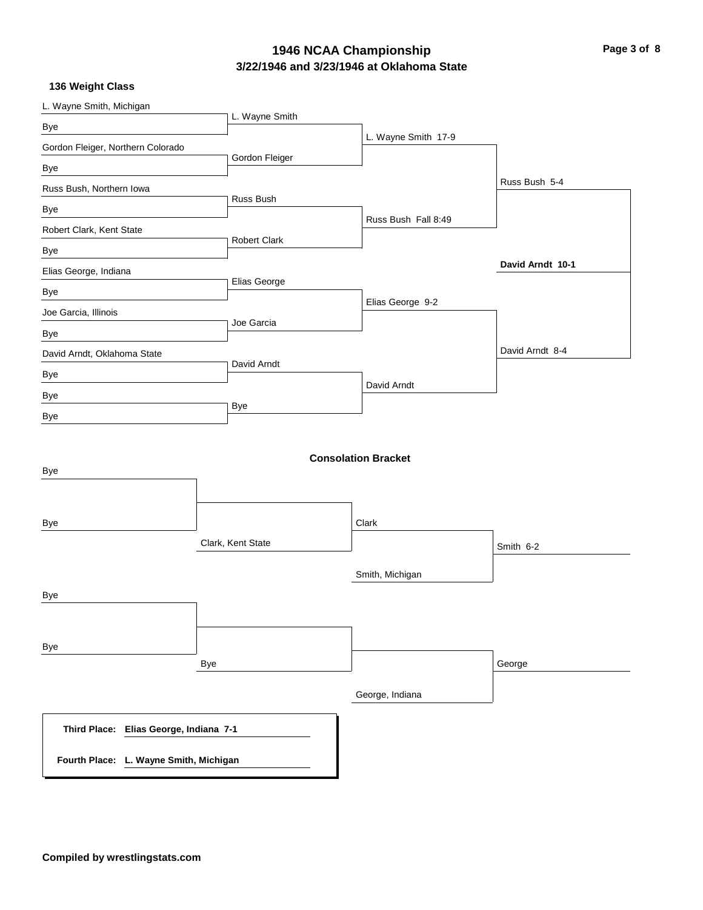# 1946 NCAA Championship
## 3/22/1946 and 3/23/1946 at Oklahoma State

### 136 Weight Class

**Championship Bracket**

| First Round | Second Round | Quarterfinals | Semifinals | Final |
| --- | --- | --- | --- | --- |
| L. Wayne Smith, Michigan | L. Wayne Smith | L. Wayne Smith 17-9 | Russ Bush 5-4 | **David Arndt 10-1** |
| Bye | | | | |
| Gordon Fleiger, Northern Colorado | Gordon Fleiger | | | |
| Bye | | | | |
| Russ Bush, Northern Iowa | Russ Bush | Russ Bush Fall 8:49 | | |
| Bye | | | | |
| Robert Clark, Kent State | Robert Clark | | | |
| Bye | | | | |
| Elias George, Indiana | Elias George | Elias George 9-2 | David Arndt 8-4 | |
| Bye | | | | |
| Joe Garcia, Illinois | Joe Garcia | | | |
| Bye | | | | |
| David Arndt, Oklahoma State | David Arndt | David Arndt | | |
| Bye | | | | |
| Bye | Bye | | | |
| Bye | | | | |

### Consolation Bracket

| Round 1 | Round 2 | Round 3 | Final |
| --- | --- | --- | --- |
| Bye | | Clark | Smith 6-2 |
| Bye | Clark, Kent State | Smith, Michigan | |
| Bye | | | George |
| Bye | Bye | George, Indiana | |

**Third Place:** **Elias George, Indiana 7-1**

**Fourth Place:** **L. Wayne Smith, Michigan**

**Compiled by wrestlingstats.com**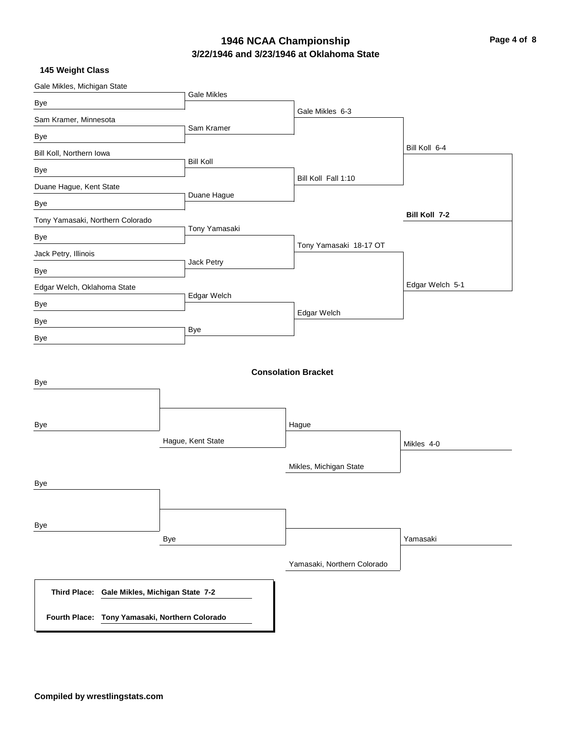# 1946 NCAA Championship

## 3/22/1946 and 3/23/1946 at Oklahoma State

### 145 Weight Class

**Championship Bracket**

| First Round | Second Round | Quarterfinals | Semifinals | Final |
|---|---|---|---|---|
| Gale Mikles, Michigan State | Gale Mikles | Gale Mikles 6-3 | Bill Koll 6-4 | **Bill Koll 7-2** |
| Bye | | | | |
| Sam Kramer, Minnesota | Sam Kramer | | | |
| Bye | | | | |
| Bill Koll, Northern Iowa | Bill Koll | Bill Koll Fall 1:10 | | |
| Bye | | | | |
| Duane Hague, Kent State | Duane Hague | | | |
| Bye | | | | |
| Tony Yamasaki, Northern Colorado | Tony Yamasaki | Tony Yamasaki 18-17 OT | Edgar Welch 5-1 | |
| Bye | | | | |
| Jack Petry, Illinois | Jack Petry | | | |
| Bye | | | | |
| Edgar Welch, Oklahoma State | Edgar Welch | Edgar Welch | | |
| Bye | | | | |
| Bye | Bye | | | |
| Bye | | | | |

**Consolation Bracket**

| Round 1 | Round 2 | Round 3 | Result |
|---|---|---|---|
| Bye | | Hague | Mikles 4-0 |
| Bye | Hague, Kent State | Mikles, Michigan State | |
| Bye | | | Yamasaki |
| Bye | Bye | Yamasaki, Northern Colorado | |

**Third Place:** Gale Mikles, Michigan State 7-2

**Fourth Place:** Tony Yamasaki, Northern Colorado

**Compiled by wrestlingstats.com**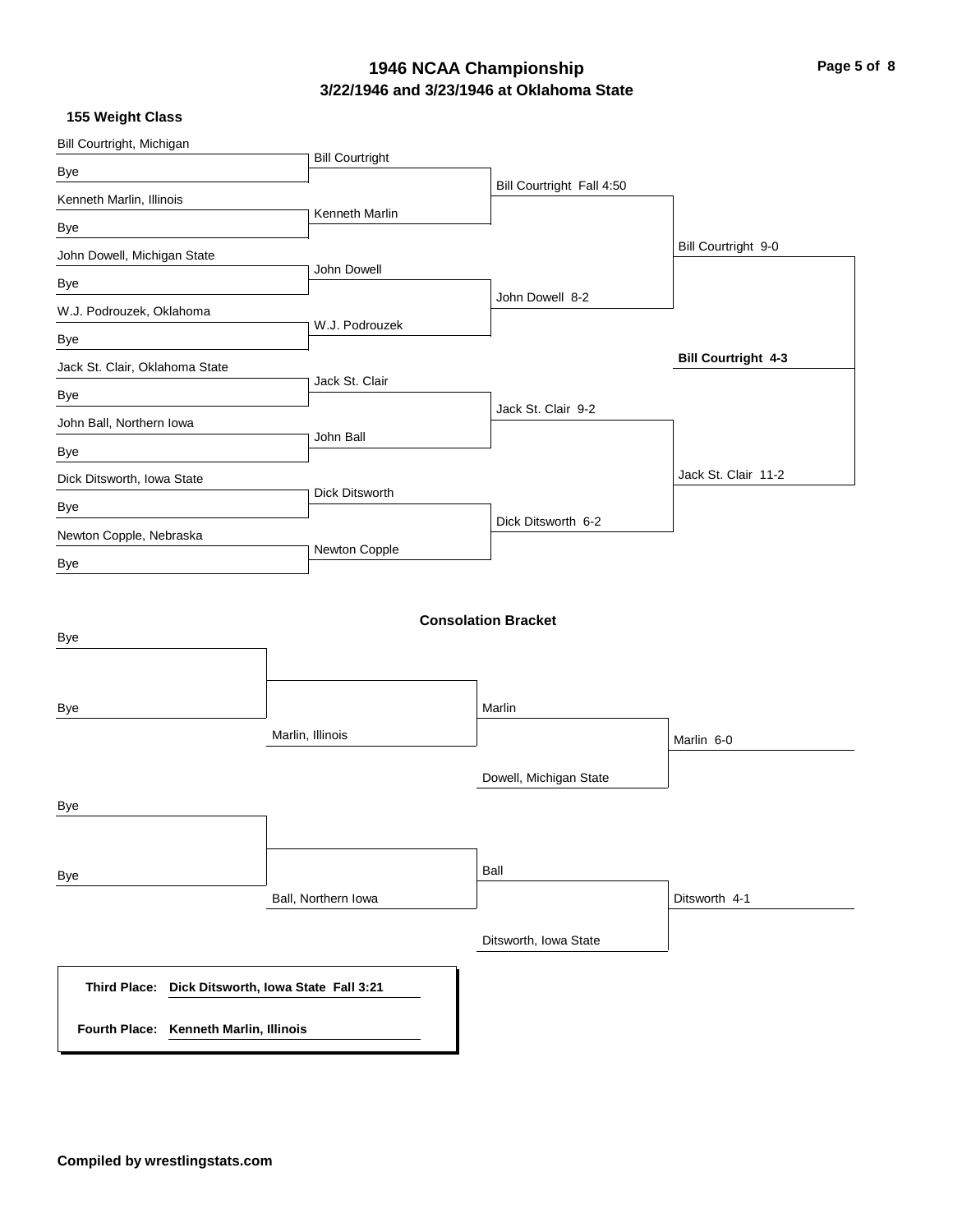# 1946 NCAA Championship

## 3/22/1946 and 3/23/1946 at Oklahoma State

### 155 Weight Class

**Championship Bracket**

| First Round | Quarterfinals | Semifinals | Finals | Champion |
|---|---|---|---|---|
| Bill Courtright, Michigan | Bill Courtright | Bill Courtright Fall 4:50 | Bill Courtright 9-0 | **Bill Courtright 4-3** |
| Bye | | | | |
| Kenneth Marlin, Illinois | Kenneth Marlin | | | |
| Bye | | | | |
| John Dowell, Michigan State | John Dowell | John Dowell 8-2 | | |
| Bye | | | | |
| W.J. Podrouzek, Oklahoma | W.J. Podrouzek | | | |
| Bye | | | | |
| Jack St. Clair, Oklahoma State | Jack St. Clair | Jack St. Clair 9-2 | Jack St. Clair 11-2 | |
| Bye | | | | |
| John Ball, Northern Iowa | John Ball | | | |
| Bye | | | | |
| Dick Ditsworth, Iowa State | Dick Ditsworth | Dick Ditsworth 6-2 | | |
| Bye | | | | |
| Newton Copple, Nebraska | Newton Copple | | | |
| Bye | | | | |

### Consolation Bracket

| Round 1 | Round 2 | Round 3 | Result |
|---|---|---|---|
| Bye | | Marlin | Marlin 6-0 |
| Bye | Marlin, Illinois | Dowell, Michigan State | |
| Bye | | Ball | Ditsworth 4-1 |
| Bye | Ball, Northern Iowa | Ditsworth, Iowa State | |

**Third Place: Dick Ditsworth, Iowa State Fall 3:21**

**Fourth Place: Kenneth Marlin, Illinois**

**Compiled by wrestlingstats.com**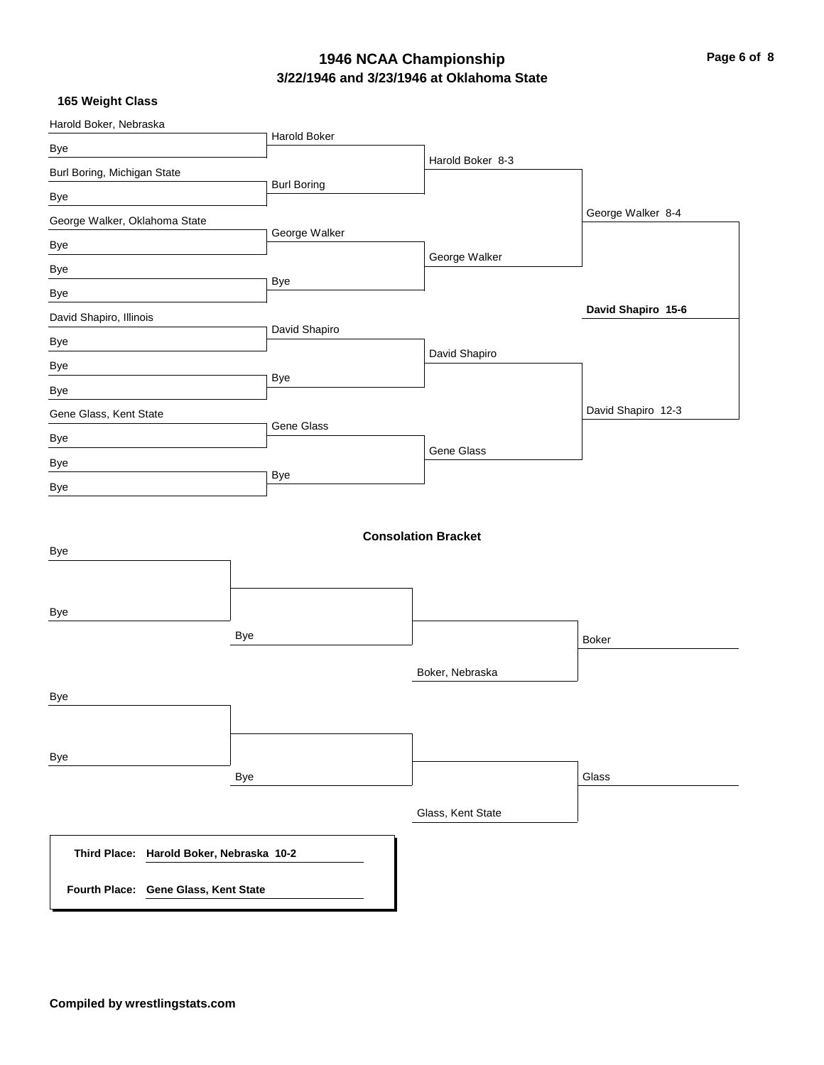# 1946 NCAA Championship
## 3/22/1946 and 3/23/1946 at Oklahoma State

### 165 Weight Class

| First Round | Quarterfinals | Semifinals | Finals | Champion |
|---|---|---|---|---|
| Harold Boker, Nebraska | Harold Boker | Harold Boker 8-3 | George Walker 8-4 | **David Shapiro 15-6** |
| Bye | | | | |
| Burl Boring, Michigan State | Burl Boring | | | |
| Bye | | | | |
| George Walker, Oklahoma State | George Walker | George Walker | | |
| Bye | | | | |
| Bye | Bye | | | |
| Bye | | | | |
| David Shapiro, Illinois | David Shapiro | David Shapiro | David Shapiro 12-3 | |
| Bye | | | | |
| Bye | Bye | | | |
| Bye | | | | |
| Gene Glass, Kent State | Gene Glass | Gene Glass | | |
| Bye | | | | |
| Bye | Bye | | | |
| Bye | | | | |

### Consolation Bracket

| Round 1 | Round 2 | Round 3 | Final |
|---|---|---|---|
| Bye | | | Boker |
| Bye | | | |
| | Bye | | |
| | | Boker, Nebraska | |
| Bye | | | Glass |
| Bye | | | |
| | Bye | | |
| | | Glass, Kent State | |

**Third Place: Harold Boker, Nebraska 10-2**

**Fourth Place: Gene Glass, Kent State**

**Compiled by wrestlingstats.com**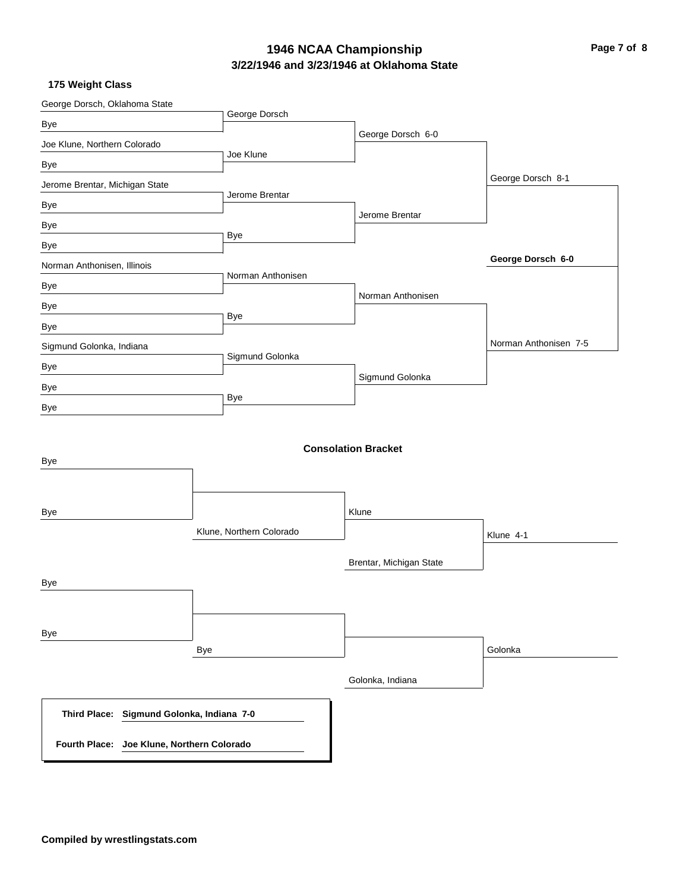# 1946 NCAA Championship
## 3/22/1946 and 3/23/1946 at Oklahoma State

### 175 Weight Class

**First Round**

- George Dorsch, Oklahoma State vs Bye — George Dorsch
- Joe Klune, Northern Colorado vs Bye — Joe Klune
- Jerome Brentar, Michigan State vs Bye — Jerome Brentar
- Bye vs Bye — Bye
- Norman Anthonisen, Illinois vs Bye — Norman Anthonisen
- Bye vs Bye — Bye
- Sigmund Golonka, Indiana vs Bye — Sigmund Golonka
- Bye vs Bye — Bye

**Quarterfinals**

- George Dorsch 6-0
- Jerome Brentar
- Norman Anthonisen
- Sigmund Golonka

**Semifinals**

- George Dorsch 8-1
- Norman Anthonisen 7-5

**Final**

- **George Dorsch 6-0**

### Consolation Bracket

- Bye vs Bye
- Klune, Northern Colorado
- Klune
- Brentar, Michigan State
- Klune 4-1
- Bye vs Bye
- Bye
- Golonka, Indiana
- Golonka

**Third Place:** **Sigmund Golonka, Indiana 7-0**

**Fourth Place:** **Joe Klune, Northern Colorado**

**Compiled by wrestlingstats.com**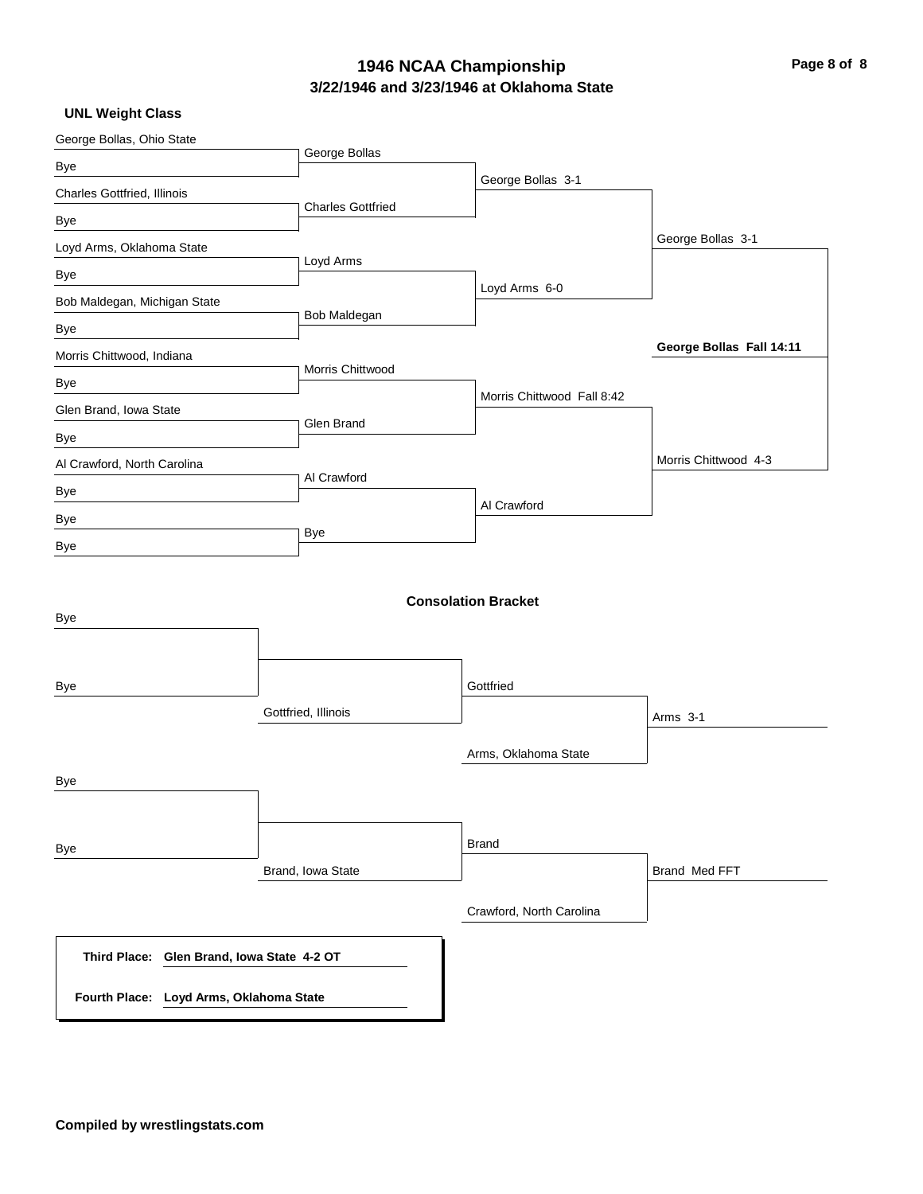# 1946 NCAA Championship

## 3/22/1946 and 3/23/1946 at Oklahoma State

### UNL Weight Class

George Bollas, Ohio State
Bye
Charles Gottfried, Illinois
Bye
Loyd Arms, Oklahoma State
Bye
Bob Maldegan, Michigan State
Bye
Morris Chittwood, Indiana
Bye
Glen Brand, Iowa State
Bye
Al Crawford, North Carolina
Bye
Bye
Bye

George Bollas
Charles Gottfried
Loyd Arms
Bob Maldegan
Morris Chittwood
Glen Brand
Al Crawford
Bye

George Bollas 3-1
Loyd Arms 6-0
Morris Chittwood Fall 8:42
Al Crawford

George Bollas 3-1
Morris Chittwood 4-3

**George Bollas Fall 14:11**

### Consolation Bracket

Bye
Bye
Gottfried, Illinois
Gottfried
Arms, Oklahoma State
Arms 3-1

Bye
Bye
Brand, Iowa State
Brand
Crawford, North Carolina
Brand Med FFT

**Third Place: Glen Brand, Iowa State 4-2 OT**

**Fourth Place: Loyd Arms, Oklahoma State**

**Compiled by wrestlingstats.com**